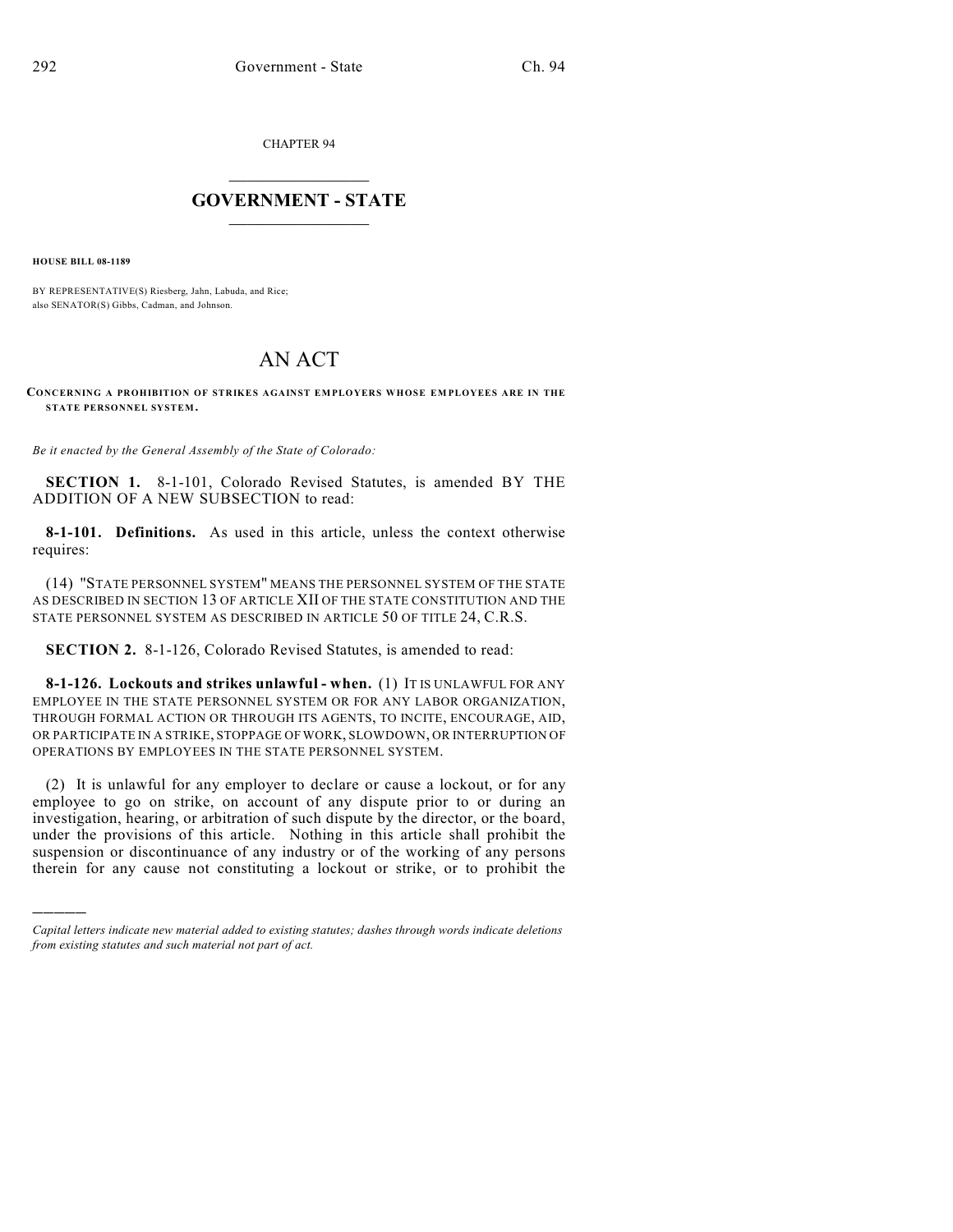CHAPTER 94

# GOVERNMENT - STATE

**HOUSE BILL 08-1189**

BY REPRESENTATIVE(S) Riesberg, Jahn, Labuda, and Rice;
also SENATOR(S) Gibbs, Cadman, and Johnson.

# AN ACT

**CONCERNING A PROHIBITION OF STRIKES AGAINST EMPLOYERS WHOSE EMPLOYEES ARE IN THE STATE PERSONNEL SYSTEM.**

*Be it enacted by the General Assembly of the State of Colorado:*

**SECTION 1.** 8-1-101, Colorado Revised Statutes, is amended BY THE ADDITION OF A NEW SUBSECTION to read:

**8-1-101. Definitions.** As used in this article, unless the context otherwise requires:

(14) "STATE PERSONNEL SYSTEM" MEANS THE PERSONNEL SYSTEM OF THE STATE AS DESCRIBED IN SECTION 13 OF ARTICLE XII OF THE STATE CONSTITUTION AND THE STATE PERSONNEL SYSTEM AS DESCRIBED IN ARTICLE 50 OF TITLE 24, C.R.S.

**SECTION 2.** 8-1-126, Colorado Revised Statutes, is amended to read:

**8-1-126. Lockouts and strikes unlawful - when.** (1) IT IS UNLAWFUL FOR ANY EMPLOYEE IN THE STATE PERSONNEL SYSTEM OR FOR ANY LABOR ORGANIZATION, THROUGH FORMAL ACTION OR THROUGH ITS AGENTS, TO INCITE, ENCOURAGE, AID, OR PARTICIPATE IN A STRIKE, STOPPAGE OF WORK, SLOWDOWN, OR INTERRUPTION OF OPERATIONS BY EMPLOYEES IN THE STATE PERSONNEL SYSTEM.

(2) It is unlawful for any employer to declare or cause a lockout, or for any employee to go on strike, on account of any dispute prior to or during an investigation, hearing, or arbitration of such dispute by the director, or the board, under the provisions of this article. Nothing in this article shall prohibit the suspension or discontinuance of any industry or of the working of any persons therein for any cause not constituting a lockout or strike, or to prohibit the

*Capital letters indicate new material added to existing statutes; dashes through words indicate deletions from existing statutes and such material not part of act.*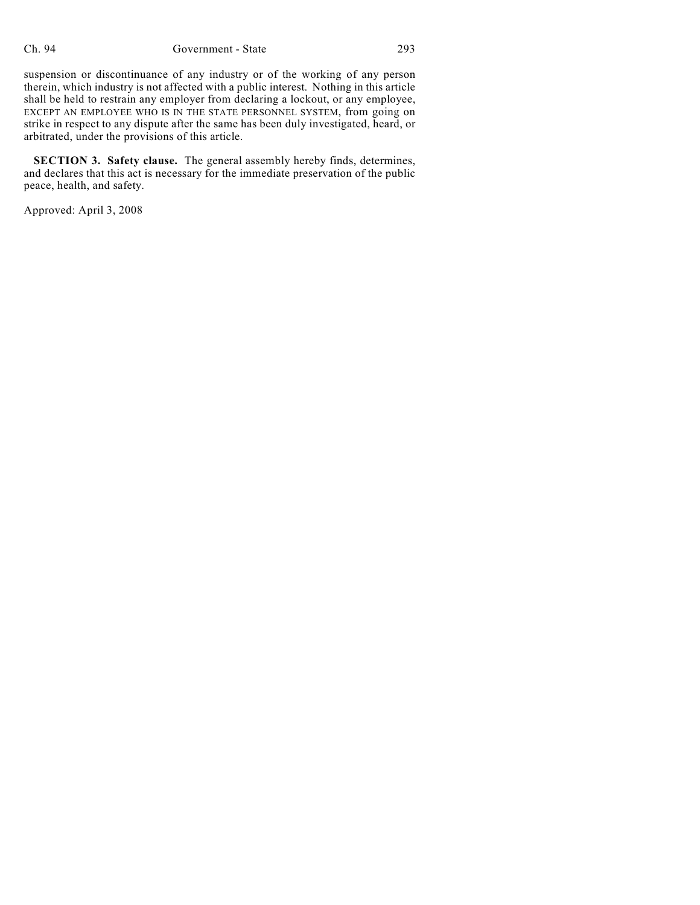suspension or discontinuance of any industry or of the working of any person therein, which industry is not affected with a public interest. Nothing in this article shall be held to restrain any employer from declaring a lockout, or any employee, EXCEPT AN EMPLOYEE WHO IS IN THE STATE PERSONNEL SYSTEM, from going on strike in respect to any dispute after the same has been duly investigated, heard, or arbitrated, under the provisions of this article.

**SECTION 3. Safety clause.** The general assembly hereby finds, determines, and declares that this act is necessary for the immediate preservation of the public peace, health, and safety.

Approved: April 3, 2008